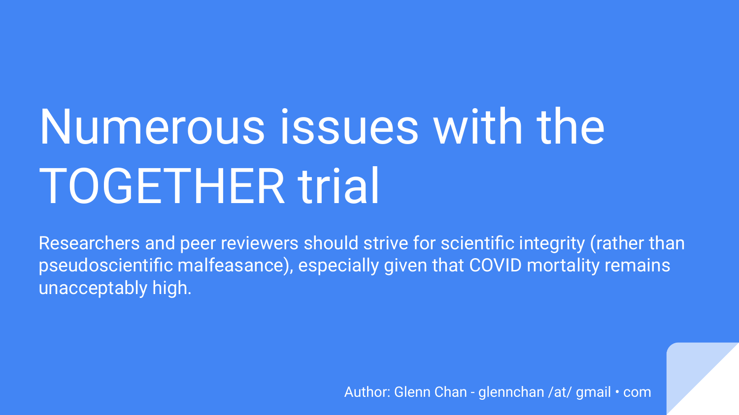# Numerous issues with the TOGETHER trial

Researchers and peer reviewers should strive for scientific integrity (rather than pseudoscientific malfeasance), especially given that COVID mortality remains unacceptably high.

Author: Glenn Chan - glennchan /at/ gmail • com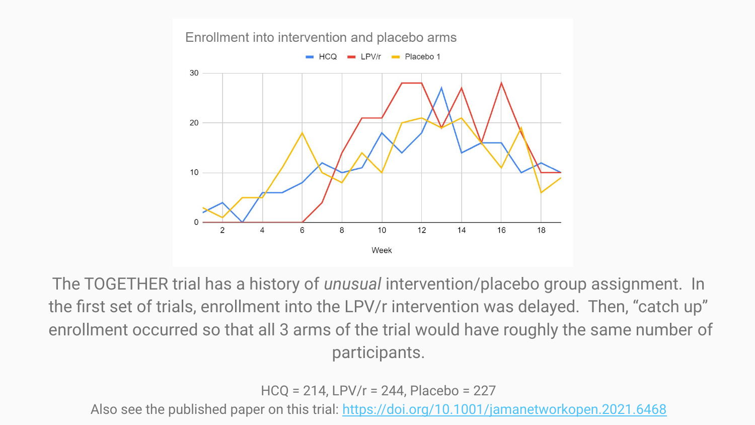Enrollment into intervention and placebo arms

HCQ LPV/r Placebo 1

30
20
10
0

2 4 6 8 10 12 14 16 18

Week

The TOGETHER trial has a history of *unusual* intervention/placebo group assignment. In the first set of trials, enrollment into the LPV/r intervention was delayed. Then, "catch up" enrollment occurred so that all 3 arms of the trial would have roughly the same number of participants.

HCQ = 214, LPV/r = 244, Placebo = 227

Also see the published paper on this trial: https://doi.org/10.1001/jamanetworkopen.2021.6468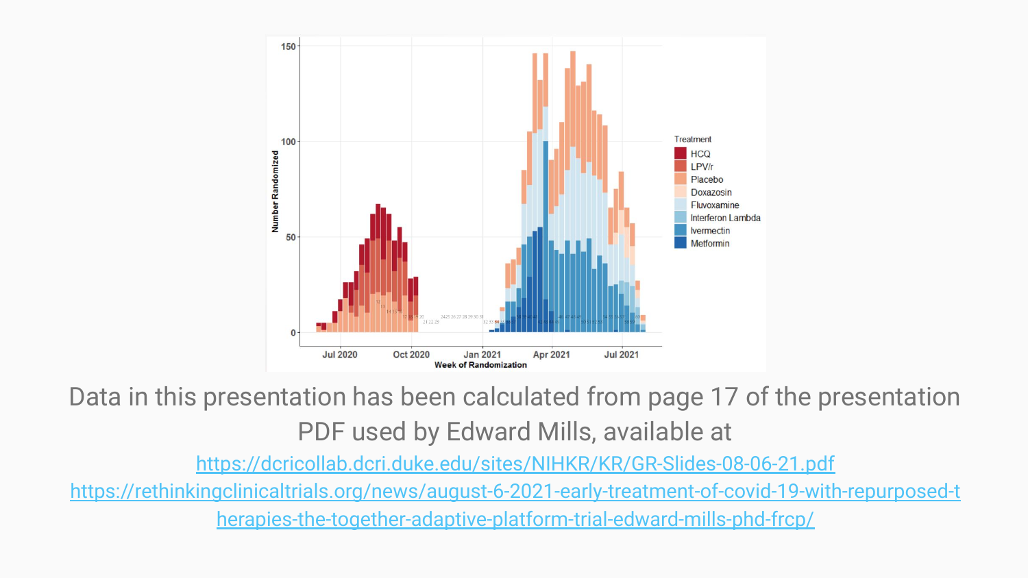150

100

50

0

Number Randomized

Jul 2020

Oct 2020

Jan 2021

Apr 2021

Jul 2021

Week of Randomization

Treatment

HCQ

LPV/r

Placebo

Doxazosin

Fluvoxamine

Interferon Lambda

Ivermectin

Metformin

Data in this presentation has been calculated from page 17 of the presentation PDF used by Edward Mills, available at

https://dcricollab.dcri.duke.edu/sites/NIHKR/KR/GR-Slides-08-06-21.pdf

https://rethinkingclinicaltrials.org/news/august-6-2021-early-treatment-of-covid-19-with-repurposed-therapies-the-together-adaptive-platform-trial-edward-mills-phd-frcp/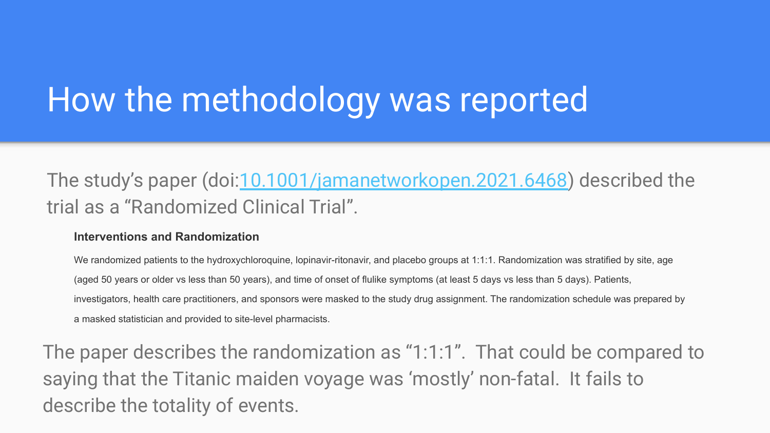# How the methodology was reported

The study's paper (doi:[10.1001/jamanetworkopen.2021.6468](https://doi.org/10.1001/jamanetworkopen.2021.6468)) described the trial as a "Randomized Clinical Trial".

> **Interventions and Randomization**
>
> We randomized patients to the hydroxychloroquine, lopinavir-ritonavir, and placebo groups at 1:1:1. Randomization was stratified by site, age (aged 50 years or older vs less than 50 years), and time of onset of flulike symptoms (at least 5 days vs less than 5 days). Patients, investigators, health care practitioners, and sponsors were masked to the study drug assignment. The randomization schedule was prepared by a masked statistician and provided to site-level pharmacists.

The paper describes the randomization as "1:1:1". That could be compared to saying that the Titanic maiden voyage was 'mostly' non-fatal. It fails to describe the totality of events.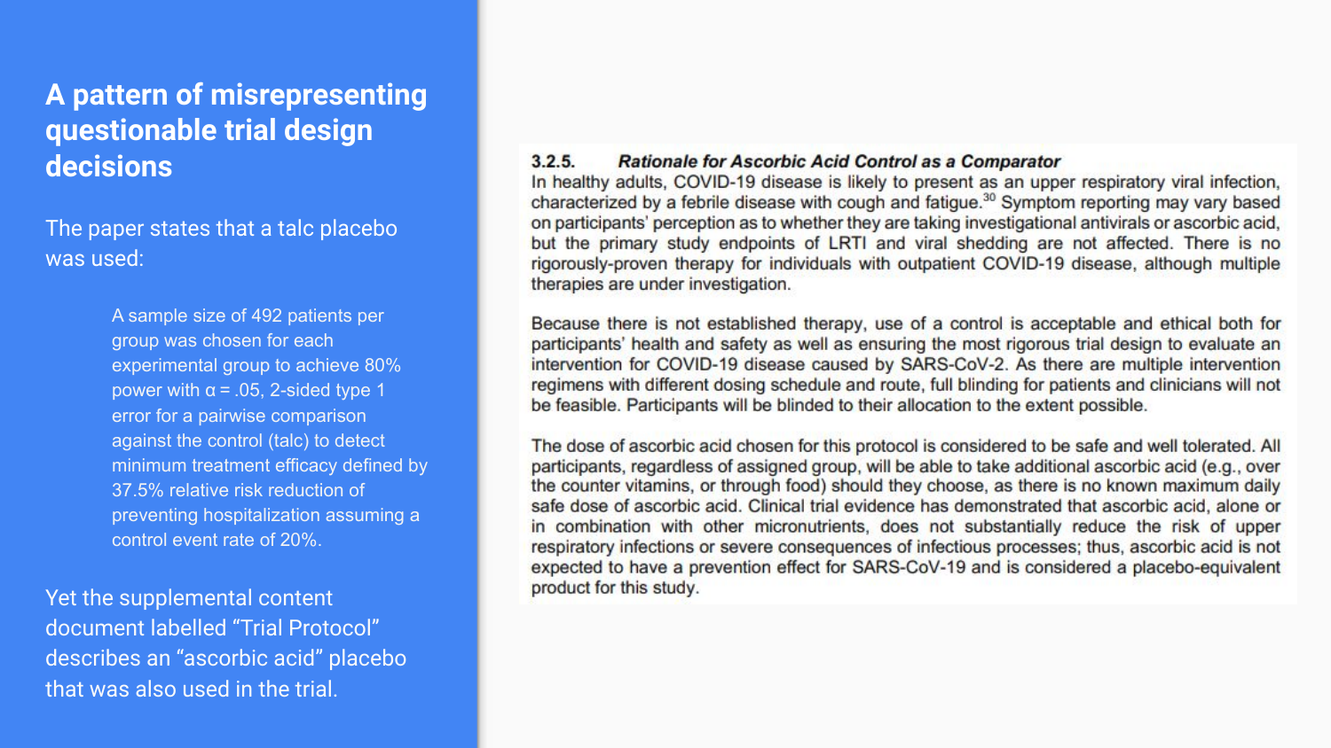# A pattern of misrepresenting questionable trial design decisions

The paper states that a talc placebo was used:

> A sample size of 492 patients per group was chosen for each experimental group to achieve 80% power with α = .05, 2-sided type 1 error for a pairwise comparison against the control (talc) to detect minimum treatment efficacy defined by 37.5% relative risk reduction of preventing hospitalization assuming a control event rate of 20%.

Yet the supplemental content document labelled "Trial Protocol" describes an "ascorbic acid" placebo that was also used in the trial.

**3.2.5. *Rationale for Ascorbic Acid Control as a Comparator***

In healthy adults, COVID-19 disease is likely to present as an upper respiratory viral infection, characterized by a febrile disease with cough and fatigue.[30] Symptom reporting may vary based on participants' perception as to whether they are taking investigational antivirals or ascorbic acid, but the primary study endpoints of LRTI and viral shedding are not affected. There is no rigorously-proven therapy for individuals with outpatient COVID-19 disease, although multiple therapies are under investigation.

Because there is not established therapy, use of a control is acceptable and ethical both for participants' health and safety as well as ensuring the most rigorous trial design to evaluate an intervention for COVID-19 disease caused by SARS-CoV-2. As there are multiple intervention regimens with different dosing schedule and route, full blinding for patients and clinicians will not be feasible. Participants will be blinded to their allocation to the extent possible.

The dose of ascorbic acid chosen for this protocol is considered to be safe and well tolerated. All participants, regardless of assigned group, will be able to take additional ascorbic acid (e.g., over the counter vitamins, or through food) should they choose, as there is no known maximum daily safe dose of ascorbic acid. Clinical trial evidence has demonstrated that ascorbic acid, alone or in combination with other micronutrients, does not substantially reduce the risk of upper respiratory infections or severe consequences of infectious processes; thus, ascorbic acid is not expected to have a prevention effect for SARS-CoV-19 and is considered a placebo-equivalent product for this study.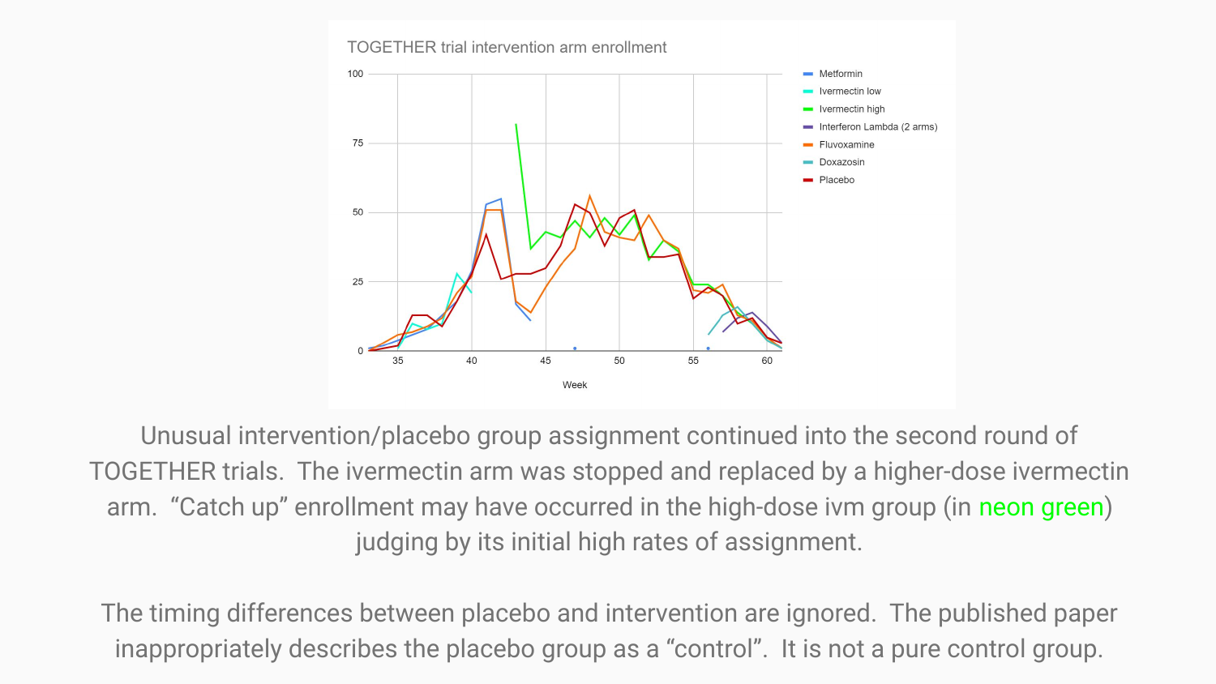TOGETHER trial intervention arm enrollment

100

75

50

25

0

35

40

45

50

55

60

Week

Metformin

Ivermectin low

Ivermectin high

Interferon Lambda (2 arms)

Fluvoxamine

Doxazosin

Placebo

Unusual intervention/placebo group assignment continued into the second round of TOGETHER trials. The ivermectin arm was stopped and replaced by a higher-dose ivermectin arm. “Catch up” enrollment may have occurred in the high-dose ivm group (in neon green) judging by its initial high rates of assignment.

The timing differences between placebo and intervention are ignored. The published paper inappropriately describes the placebo group as a “control”. It is not a pure control group.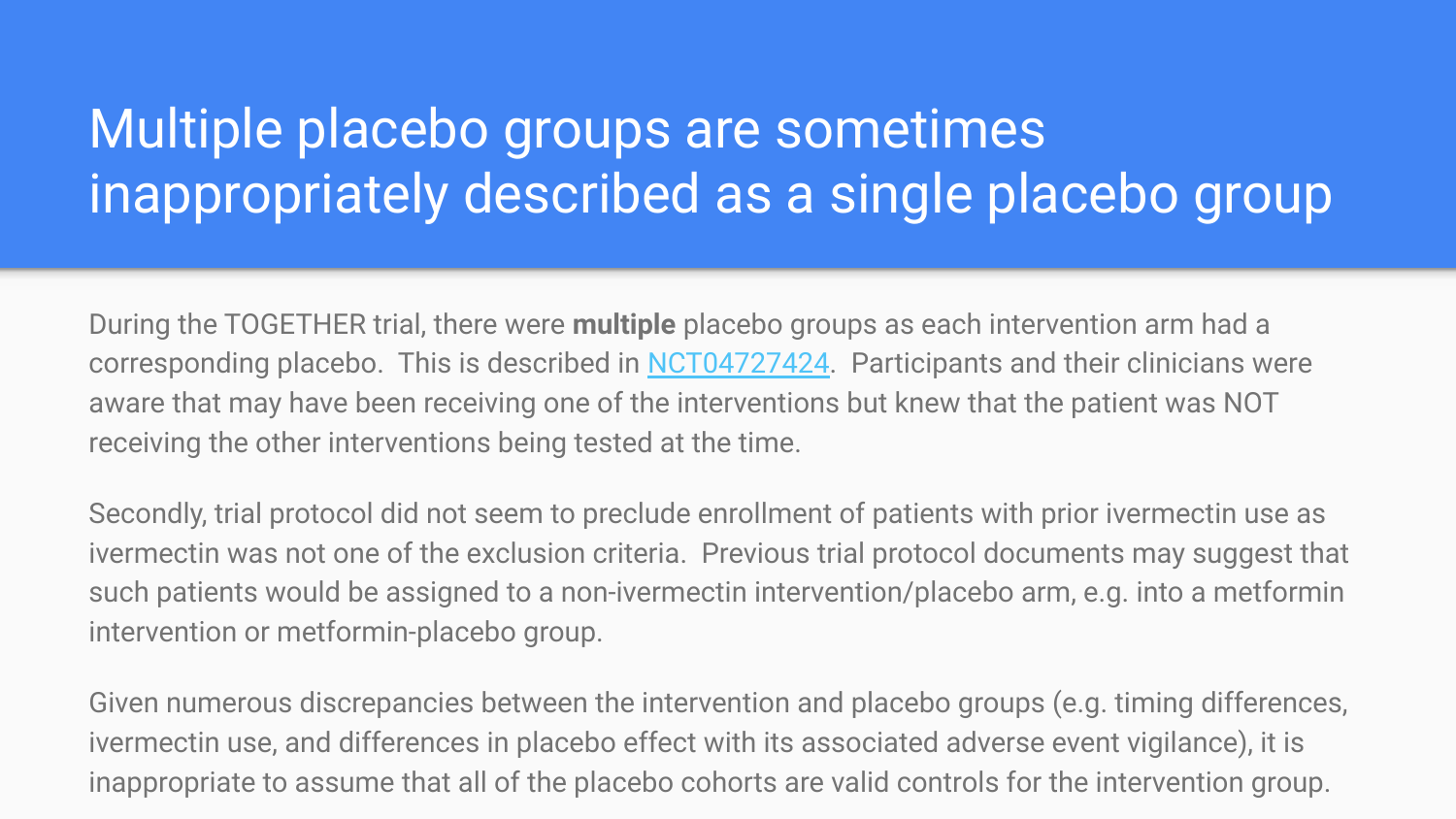# Multiple placebo groups are sometimes inappropriately described as a single placebo group

During the TOGETHER trial, there were **multiple** placebo groups as each intervention arm had a corresponding placebo. This is described in [NCT04727424](). Participants and their clinicians were aware that may have been receiving one of the interventions but knew that the patient was NOT receiving the other interventions being tested at the time.

Secondly, trial protocol did not seem to preclude enrollment of patients with prior ivermectin use as ivermectin was not one of the exclusion criteria. Previous trial protocol documents may suggest that such patients would be assigned to a non-ivermectin intervention/placebo arm, e.g. into a metformin intervention or metformin-placebo group.

Given numerous discrepancies between the intervention and placebo groups (e.g. timing differences, ivermectin use, and differences in placebo effect with its associated adverse event vigilance), it is inappropriate to assume that all of the placebo cohorts are valid controls for the intervention group.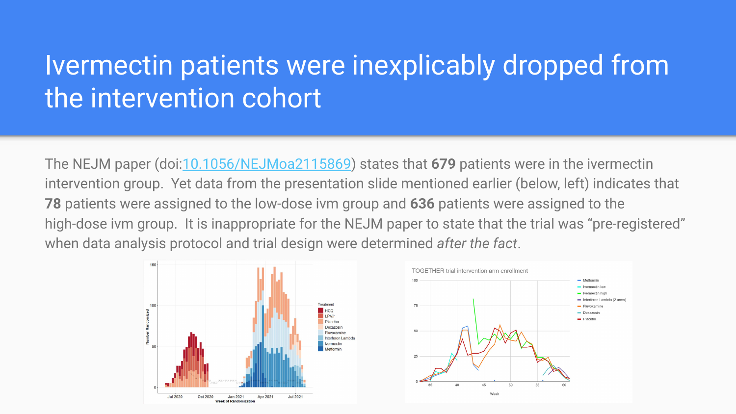# Ivermectin patients were inexplicably dropped from the intervention cohort

The NEJM paper (doi:10.1056/NEJMoa2115869) states that **679** patients were in the ivermectin intervention group. Yet data from the presentation slide mentioned earlier (below, left) indicates that **78** patients were assigned to the low-dose ivm group and **636** patients were assigned to the high-dose ivm group. It is inappropriate for the NEJM paper to state that the trial was “pre-registered” when data analysis protocol and trial design were determined *after the fact*.

150
100
50
0
Number Randomized
Jul 2020
Oct 2020
Jan 2021
Apr 2021
Jul 2021
Week of Randomization

Treatment
HCQ
LPV/r
Placebo
Doxazosin
Fluvoxamine
Interferon Lambda
Ivermectin
Metformin

TOGETHER trial intervention arm enrollment

100
75
50
25
0
35
40
45
50
55
60
Week

Metformin
Ivermectin low
Ivermectin high
Interferon Lambda (2 arms)
Fluvoxamine
Doxazosin
Placebo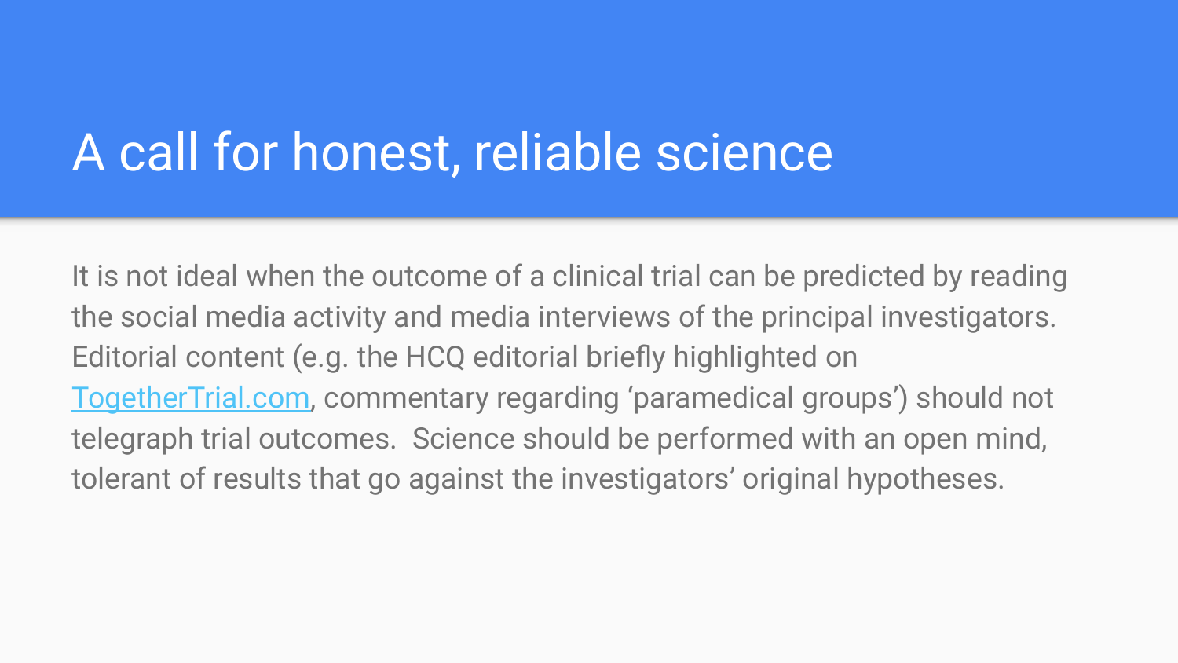# A call for honest, reliable science

It is not ideal when the outcome of a clinical trial can be predicted by reading the social media activity and media interviews of the principal investigators. Editorial content (e.g. the HCQ editorial briefly highlighted on [TogetherTrial.com](TogetherTrial.com), commentary regarding 'paramedical groups') should not telegraph trial outcomes. Science should be performed with an open mind, tolerant of results that go against the investigators' original hypotheses.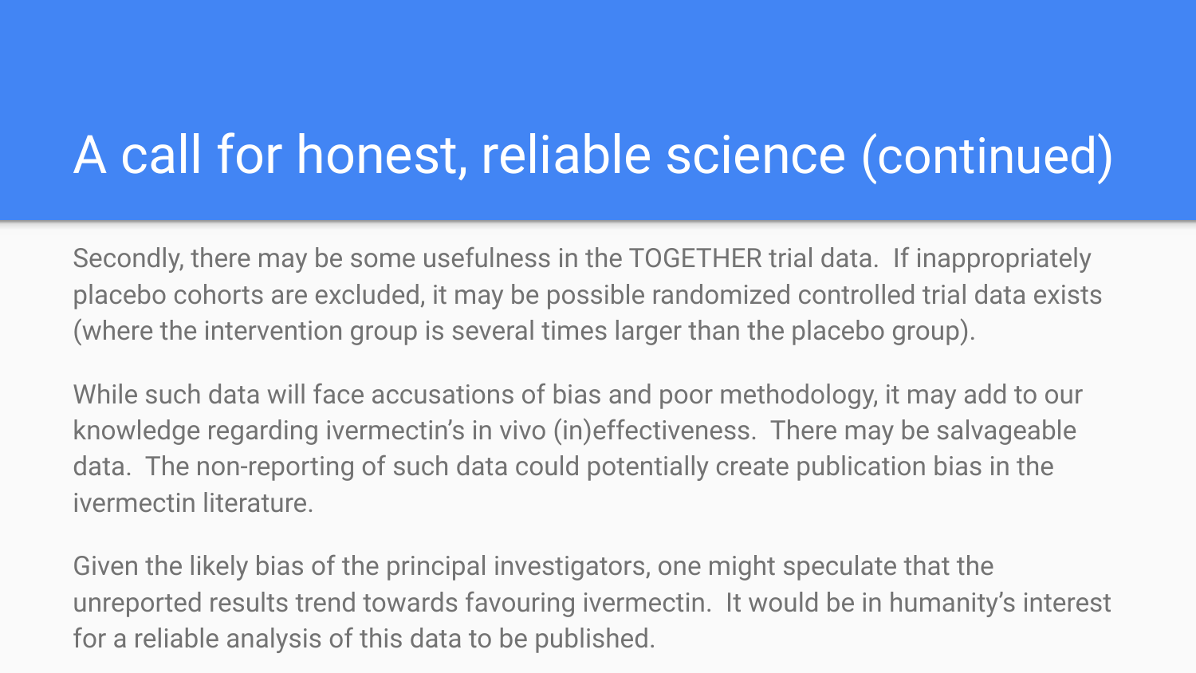# A call for honest, reliable science (continued)

Secondly, there may be some usefulness in the TOGETHER trial data. If inappropriately placebo cohorts are excluded, it may be possible randomized controlled trial data exists (where the intervention group is several times larger than the placebo group).

While such data will face accusations of bias and poor methodology, it may add to our knowledge regarding ivermectin's in vivo (in)effectiveness. There may be salvageable data. The non-reporting of such data could potentially create publication bias in the ivermectin literature.

Given the likely bias of the principal investigators, one might speculate that the unreported results trend towards favouring ivermectin. It would be in humanity's interest for a reliable analysis of this data to be published.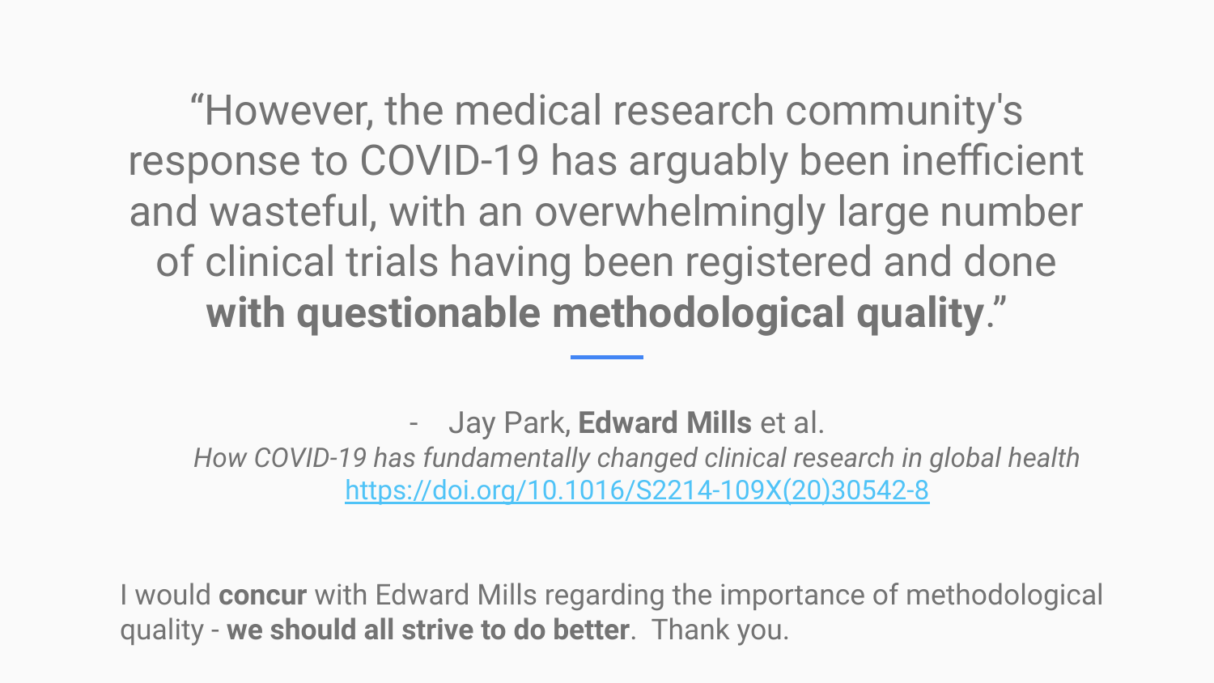> "However, the medical research community's response to COVID-19 has arguably been inefficient and wasteful, with an overwhelmingly large number of clinical trials having been registered and done **with questionable methodological quality**."

- Jay Park, **Edward Mills** et al.

*How COVID-19 has fundamentally changed clinical research in global health*
https://doi.org/10.1016/S2214-109X(20)30542-8

I would **concur** with Edward Mills regarding the importance of methodological quality - **we should all strive to do better**. Thank you.